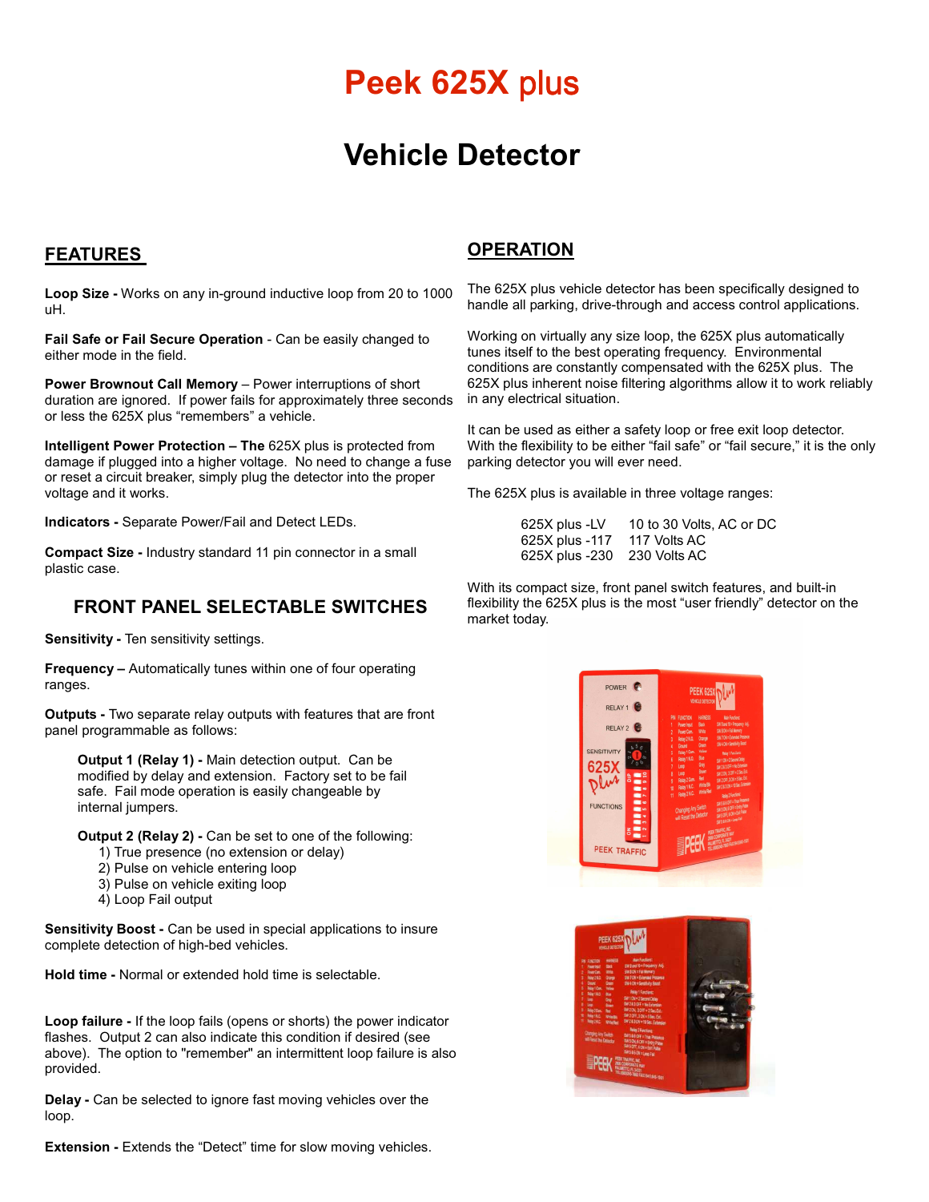# Peek 625X plus

# Vehicle Detector

## FEATURES

**Loop Size -** Works on any in-ground inductive loop from 20 to 1000 uH.

**Fail Safe or Fail Secure Operation** - Can be easily changed to either mode in the field.

**Power Brownout Call Memory** – Power interruptions of short duration are ignored. If power fails for approximately three seconds or less the 625X plus "remembers" a vehicle.

**Intelligent Power Protection – The** 625X plus is protected from damage if plugged into a higher voltage. No need to change a fuse or reset a circuit breaker, simply plug the detector into the proper voltage and it works.

**Indicators -** Separate Power/Fail and Detect LEDs.

**Compact Size -** Industry standard 11 pin connector in a small plastic case.

### FRONT PANEL SELECTABLE SWITCHES

**Sensitivity -** Ten sensitivity settings.

**Frequency –** Automatically tunes within one of four operating ranges.

**Outputs -** Two separate relay outputs with features that are front panel programmable as follows:

**Output 1 (Relay 1) -** Main detection output. Can be modified by delay and extension. Factory set to be fail safe. Fail mode operation is easily changeable by internal jumpers.

**Output 2 (Relay 2) -** Can be set to one of the following:
1) True presence (no extension or delay)
2) Pulse on vehicle entering loop
3) Pulse on vehicle exiting loop
4) Loop Fail output

**Sensitivity Boost -** Can be used in special applications to insure complete detection of high-bed vehicles.

**Hold time -** Normal or extended hold time is selectable.

**Loop failure -** If the loop fails (opens or shorts) the power indicator flashes. Output 2 can also indicate this condition if desired (see above). The option to "remember" an intermittent loop failure is also provided.

**Delay -** Can be selected to ignore fast moving vehicles over the loop.

**Extension -** Extends the "Detect" time for slow moving vehicles.

## OPERATION

The 625X plus vehicle detector has been specifically designed to handle all parking, drive-through and access control applications.

Working on virtually any size loop, the 625X plus automatically tunes itself to the best operating frequency. Environmental conditions are constantly compensated with the 625X plus. The 625X plus inherent noise filtering algorithms allow it to work reliably in any electrical situation.

It can be used as either a safety loop or free exit loop detector. With the flexibility to be either "fail safe" or "fail secure," it is the only parking detector you will ever need.

The 625X plus is available in three voltage ranges:

| | |
|---|---|
| 625X plus -LV | 10 to 30 Volts, AC or DC |
| 625X plus -117 | 117 Volts AC |
| 625X plus -230 | 230 Volts AC |

With its compact size, front panel switch features, and built-in flexibility the 625X plus is the most "user friendly" detector on the market today.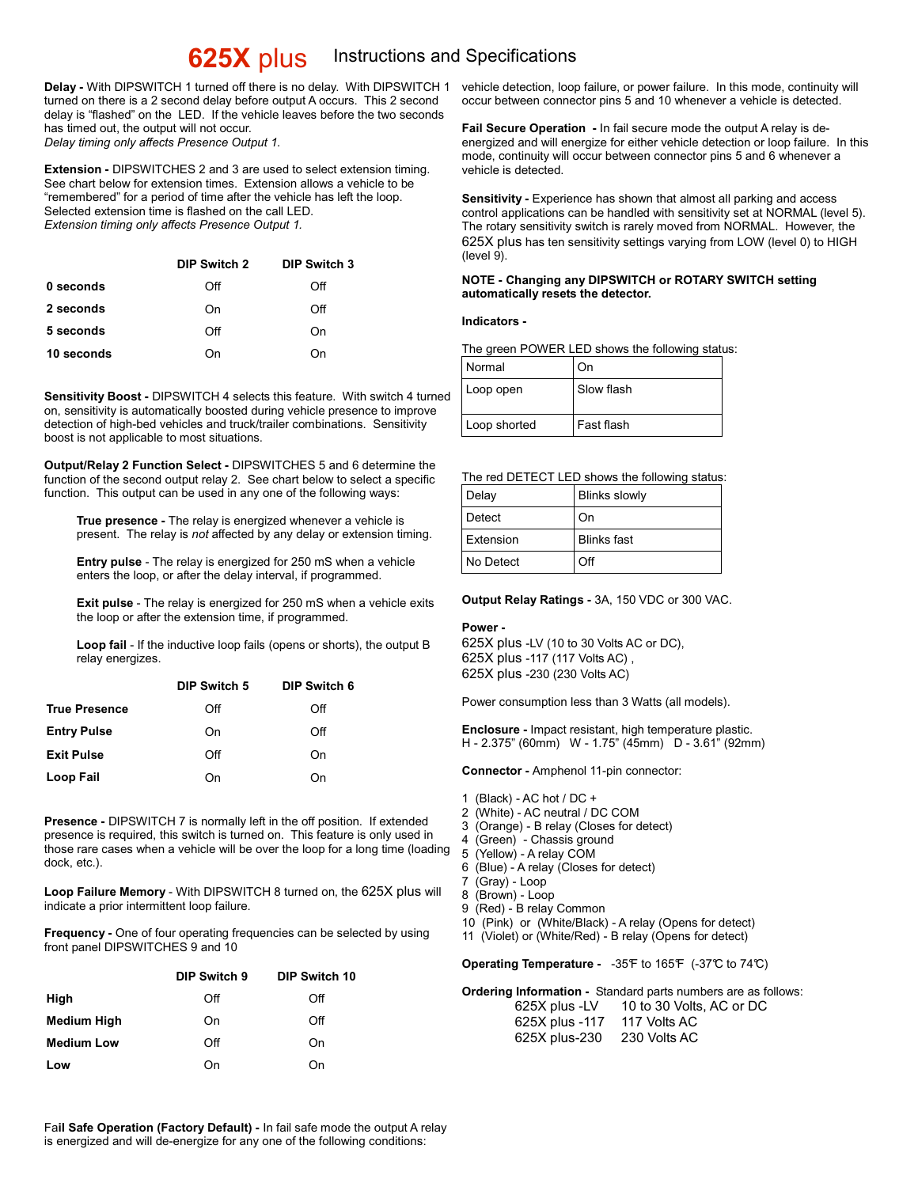# 625X plus Instructions and Specifications

**Delay -** With DIPSWITCH 1 turned off there is no delay. With DIPSWITCH 1 turned on there is a 2 second delay before output A occurs. This 2 second delay is "flashed" on the LED. If the vehicle leaves before the two seconds has timed out, the output will not occur.
*Delay timing only affects Presence Output 1.*

**Extension -** DIPSWITCHES 2 and 3 are used to select extension timing. See chart below for extension times. Extension allows a vehicle to be "remembered" for a period of time after the vehicle has left the loop. Selected extension time is flashed on the call LED.
*Extension timing only affects Presence Output 1.*

| | DIP Switch 2 | DIP Switch 3 |
|---|---|---|
| **0 seconds** | Off | Off |
| **2 seconds** | On | Off |
| **5 seconds** | Off | On |
| **10 seconds** | On | On |

**Sensitivity Boost -** DIPSWITCH 4 selects this feature. With switch 4 turned on, sensitivity is automatically boosted during vehicle presence to improve detection of high-bed vehicles and truck/trailer combinations. Sensitivity boost is not applicable to most situations.

**Output/Relay 2 Function Select -** DIPSWITCHES 5 and 6 determine the function of the second output relay 2. See chart below to select a specific function. This output can be used in any one of the following ways:

**True presence -** The relay is energized whenever a vehicle is present. The relay is *not* affected by any delay or extension timing.

**Entry pulse** - The relay is energized for 250 mS when a vehicle enters the loop, or after the delay interval, if programmed.

**Exit pulse** - The relay is energized for 250 mS when a vehicle exits the loop or after the extension time, if programmed.

**Loop fail** - If the inductive loop fails (opens or shorts), the output B relay energizes.

| | DIP Switch 5 | DIP Switch 6 |
|---|---|---|
| **True Presence** | Off | Off |
| **Entry Pulse** | On | Off |
| **Exit Pulse** | Off | On |
| **Loop Fail** | On | On |

**Presence -** DIPSWITCH 7 is normally left in the off position. If extended presence is required, this switch is turned on. This feature is only used in those rare cases when a vehicle will be over the loop for a long time (loading dock, etc.).

**Loop Failure Memory** - With DIPSWITCH 8 turned on, the 625X plus will indicate a prior intermittent loop failure.

**Frequency -** One of four operating frequencies can be selected by using front panel DIPSWITCHES 9 and 10

| | DIP Switch 9 | DIP Switch 10 |
|---|---|---|
| **High** | Off | Off |
| **Medium High** | On | Off |
| **Medium Low** | Off | On |
| **Low** | On | On |

**Fail Safe Operation (Factory Default) -** In fail safe mode the output A relay is energized and will de-energize for any one of the following conditions: vehicle detection, loop failure, or power failure. In this mode, continuity will occur between connector pins 5 and 10 whenever a vehicle is detected.

**Fail Secure Operation -** In fail secure mode the output A relay is de-energized and will energize for either vehicle detection or loop failure. In this mode, continuity will occur between connector pins 5 and 6 whenever a vehicle is detected.

**Sensitivity -** Experience has shown that almost all parking and access control applications can be handled with sensitivity set at NORMAL (level 5). The rotary sensitivity switch is rarely moved from NORMAL. However, the 625X plus has ten sensitivity settings varying from LOW (level 0) to HIGH (level 9).

**NOTE - Changing any DIPSWITCH or ROTARY SWITCH setting automatically resets the detector.**

**Indicators -**

The green POWER LED shows the following status:

| | |
|---|---|
| Normal | On |
| Loop open | Slow flash |
| Loop shorted | Fast flash |

The red DETECT LED shows the following status:

| | |
|---|---|
| Delay | Blinks slowly |
| Detect | On |
| Extension | Blinks fast |
| No Detect | Off |

**Output Relay Ratings -** 3A, 150 VDC or 300 VAC.

**Power -**
625X plus -LV (10 to 30 Volts AC or DC),
625X plus -117 (117 Volts AC) ,
625X plus -230 (230 Volts AC)

Power consumption less than 3 Watts (all models).

**Enclosure -** Impact resistant, high temperature plastic.
H - 2.375" (60mm) W - 1.75" (45mm) D - 3.61" (92mm)

**Connector -** Amphenol 11-pin connector:

1 (Black) - AC hot / DC +
2 (White) - AC neutral / DC COM
3 (Orange) - B relay (Closes for detect)
4 (Green) - Chassis ground
5 (Yellow) - A relay COM
6 (Blue) - A relay (Closes for detect)
7 (Gray) - Loop
8 (Brown) - Loop
9 (Red) - B relay Common
10 (Pink) or (White/Black) - A relay (Opens for detect)
11 (Violet) or (White/Red) - B relay (Opens for detect)

**Operating Temperature -** -35℉ to 165℉ (-37℃ to 74℃)

**Ordering Information -** Standard parts numbers are as follows:

625X plus -LV 10 to 30 Volts, AC or DC
625X plus -117 117 Volts AC
625X plus-230 230 Volts AC